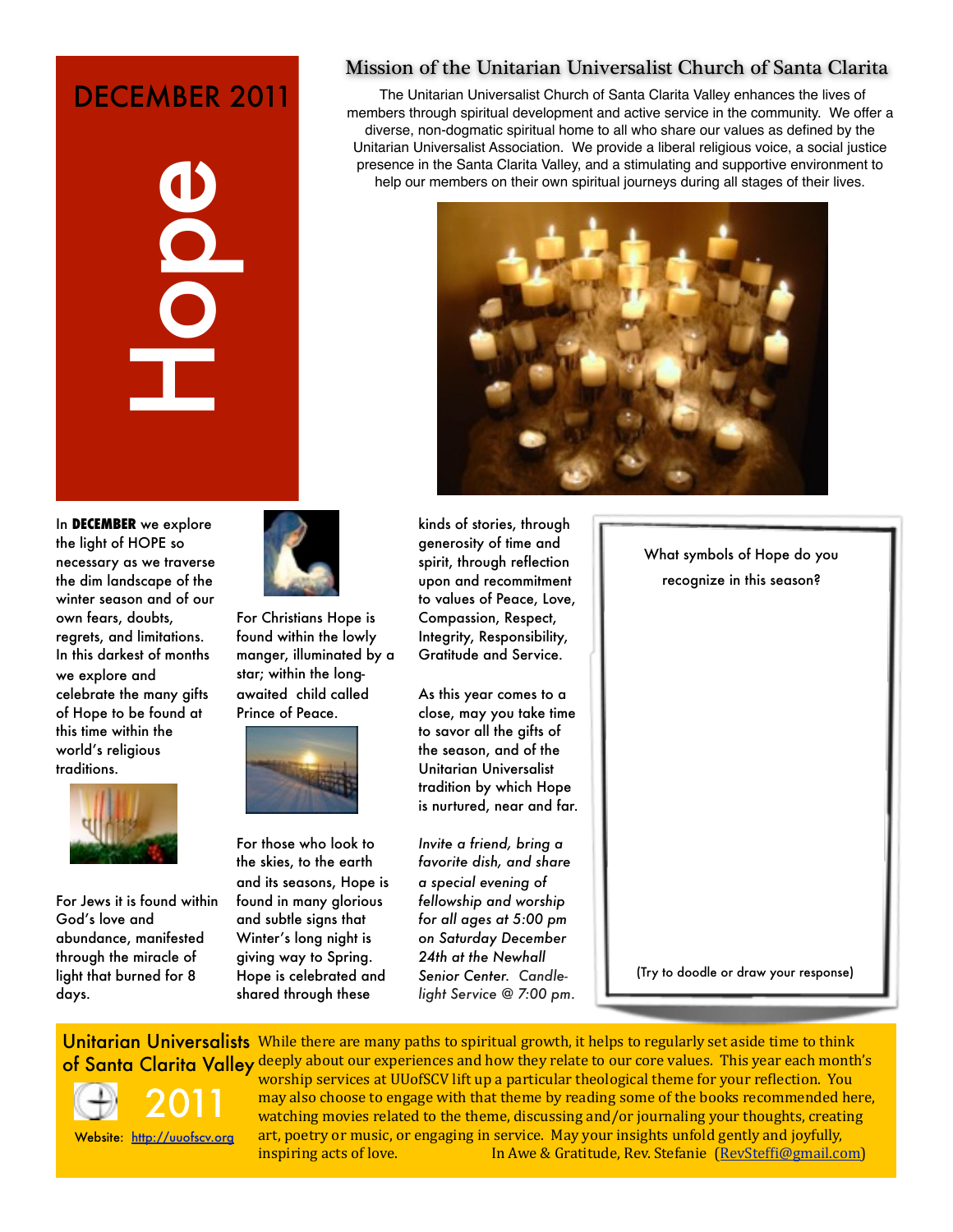# DECEMBER 2011

# Hope

## Mission of the Unitarian Universalist Church of Santa Clarita

The Unitarian Universalist Church of Santa Clarita Valley enhances the lives of members through spiritual development and active service in the community. We offer a diverse, non-dogmatic spiritual home to all who share our values as defined by the Unitarian Universalist Association. We provide a liberal religious voice, a social justice presence in the Santa Clarita Valley, and a stimulating and supportive environment to help our members on their own spiritual journeys during all stages of their lives.

In **DECEMBER** we explore the light of HOPE so necessary as we traverse the dim landscape of the winter season and of our own fears, doubts, regrets, and limitations. In this darkest of months we explore and celebrate the many gifts of Hope to be found at this time within the world's religious traditions.

For Jews it is found within God's love and abundance, manifested through the miracle of light that burned for 8 days.

For Christians Hope is found within the lowly manger, illuminated by a star; within the long-awaited child called Prince of Peace.

For those who look to the skies, to the earth and its seasons, Hope is found in many glorious and subtle signs that Winter's long night is giving way to Spring. Hope is celebrated and shared through these kinds of stories, through generosity of time and spirit, through reflection upon and recommitment to values of Peace, Love, Compassion, Respect, Integrity, Responsibility, Gratitude and Service.

As this year comes to a close, may you take time to savor all the gifts of the season, and of the Unitarian Universalist tradition by which Hope is nurtured, near and far.

*Invite a friend, bring a favorite dish, and share a special evening of fellowship and worship for all ages at 5:00 pm on Saturday December 24th at the Newhall Senior Center. Candle-light Service @ 7:00 pm.*

What symbols of Hope do you recognize in this season?

(Try to doodle or draw your response)

**Unitarian Universalists of Santa Clarita Valley 2011**

Website: http://uuofscv.org

While there are many paths to spiritual growth, it helps to regularly set aside time to think deeply about our experiences and how they relate to our core values. This year each month's worship services at UUofSCV lift up a particular theological theme for your reflection. You may also choose to engage with that theme by reading some of the books recommended here, watching movies related to the theme, discussing and/or journaling your thoughts, creating art, poetry or music, or engaging in service. May your insights unfold gently and joyfully, inspiring acts of love. In Awe & Gratitude, Rev. Stefanie (RevSteffi@gmail.com)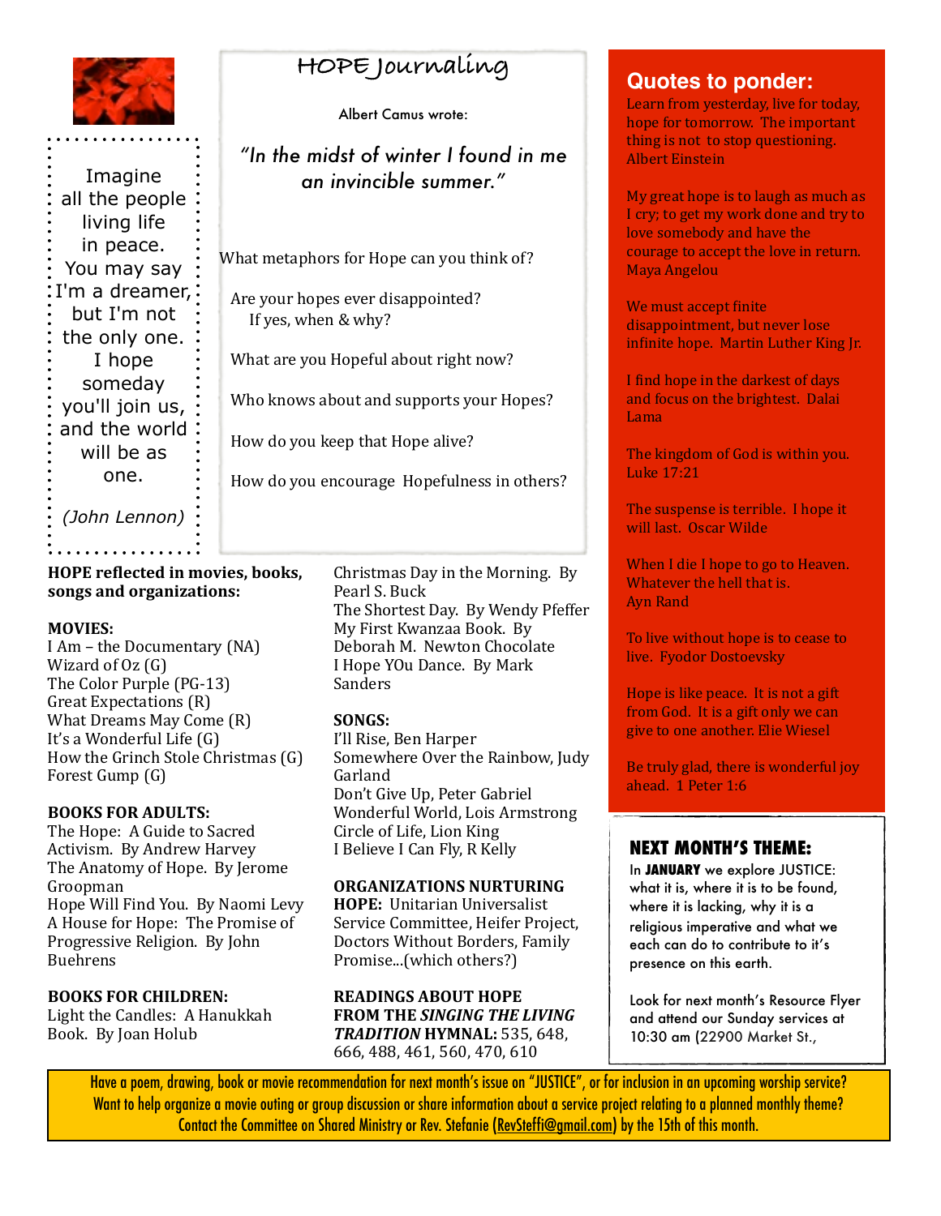Imagine all the people living life in peace. You may say I'm a dreamer, but I'm not the only one. I hope someday you'll join us, and the world will be as one.

*(John Lennon)*

# HOPE Journaling

Albert Camus wrote:

*"In the midst of winter I found in me an invincible summer."*

What metaphors for Hope can you think of?

Are your hopes ever disappointed? If yes, when & why?

What are you Hopeful about right now?

Who knows about and supports your Hopes?

How do you keep that Hope alive?

How do you encourage Hopefulness in others?

## Quotes to ponder:

Learn from yesterday, live for today, hope for tomorrow. The important thing is not to stop questioning. Albert Einstein

My great hope is to laugh as much as I cry; to get my work done and try to love somebody and have the courage to accept the love in return. Maya Angelou

We must accept finite disappointment, but never lose infinite hope. Martin Luther King Jr.

I find hope in the darkest of days and focus on the brightest. Dalai Lama

The kingdom of God is within you. Luke 17:21

The suspense is terrible. I hope it will last. Oscar Wilde

When I die I hope to go to Heaven. Whatever the hell that is. Ayn Rand

To live without hope is to cease to live. Fyodor Dostoevsky

Hope is like peace. It is not a gift from God. It is a gift only we can give to one another. Elie Wiesel

Be truly glad, there is wonderful joy ahead. 1 Peter 1:6

**HOPE reflected in movies, books, songs and organizations:**

**MOVIES:**
I Am – the Documentary (NA)
Wizard of Oz (G)
The Color Purple (PG-13)
Great Expectations (R)
What Dreams May Come (R)
It's a Wonderful Life (G)
How the Grinch Stole Christmas (G)
Forest Gump (G)

**BOOKS FOR ADULTS:**
The Hope: A Guide to Sacred Activism. By Andrew Harvey
The Anatomy of Hope. By Jerome Groopman
Hope Will Find You. By Naomi Levy
A House for Hope: The Promise of Progressive Religion. By John Buehrens

**BOOKS FOR CHILDREN:**
Light the Candles: A Hanukkah Book. By Joan Holub
Christmas Day in the Morning. By Pearl S. Buck
The Shortest Day. By Wendy Pfeffer
My First Kwanzaa Book. By Deborah M. Newton Chocolate
I Hope YOu Dance. By Mark Sanders

**SONGS:**
I'll Rise, Ben Harper
Somewhere Over the Rainbow, Judy Garland
Don't Give Up, Peter Gabriel
Wonderful World, Lois Armstrong
Circle of Life, Lion King
I Believe I Can Fly, R Kelly

**ORGANIZATIONS NURTURING HOPE:** Unitarian Universalist Service Committee, Heifer Project, Doctors Without Borders, Family Promise...(which others?)

**READINGS ABOUT HOPE FROM THE *SINGING THE LIVING TRADITION* HYMNAL:** 535, 648, 666, 488, 461, 560, 470, 610

## NEXT MONTH'S THEME:

In **JANUARY** we explore JUSTICE: what it is, where it is to be found, where it is lacking, why it is a religious imperative and what we each can do to contribute to it's presence on this earth.

Look for next month's Resource Flyer and attend our Sunday services at 10:30 am (22900 Market St.,

Have a poem, drawing, book or movie recommendation for next month's issue on "JUSTICE", or for inclusion in an upcoming worship service? Want to help organize a movie outing or group discussion or share information about a service project relating to a planned monthly theme? Contact the Committee on Shared Ministry or Rev. Stefanie (RevSteffi@gmail.com) by the 15th of this month.